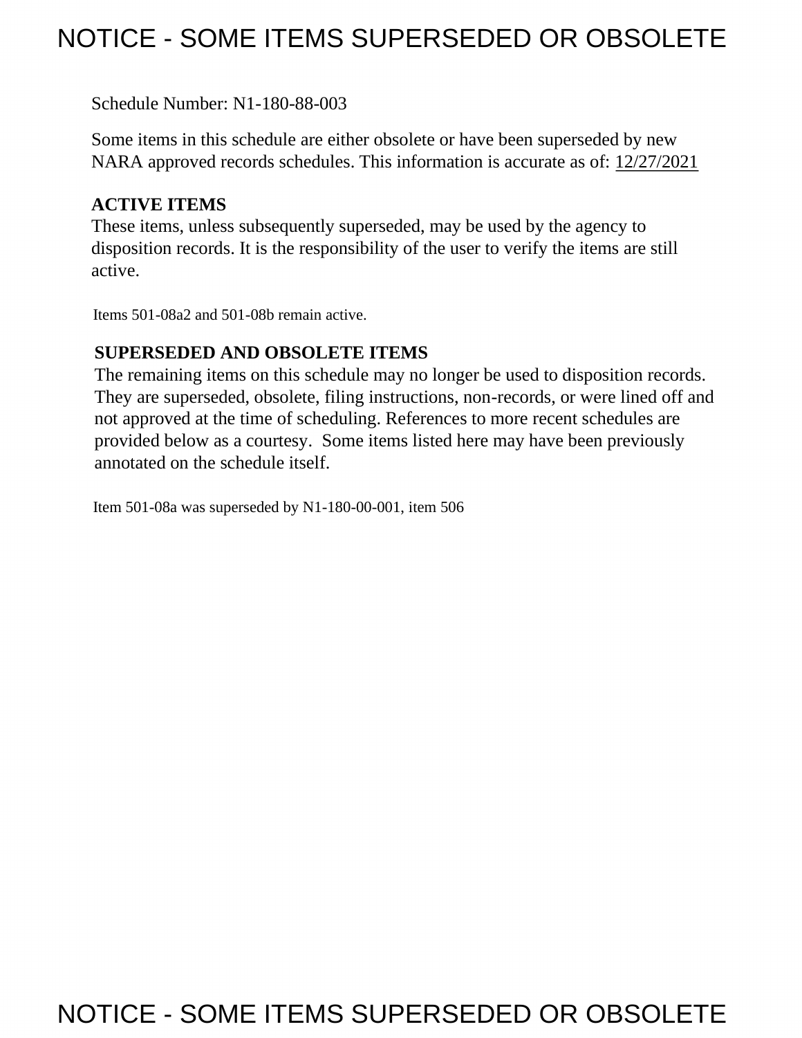# NOTICE - SOME ITEMS SUPERSEDED OR OBSOLETE

Schedule Number: N1-180-88-003

Some items in this schedule are either obsolete or have been superseded by new NARA approved records schedules. This information is accurate as of: 12/27/2021

**ACTIVE ITEMS**

These items, unless subsequently superseded, may be used by the agency to disposition records. It is the responsibility of the user to verify the items are still active.

Items 501-08a2 and 501-08b remain active.

**SUPERSEDED AND OBSOLETE ITEMS**

The remaining items on this schedule may no longer be used to disposition records. They are superseded, obsolete, filing instructions, non-records, or were lined off and not approved at the time of scheduling. References to more recent schedules are provided below as a courtesy. Some items listed here may have been previously annotated on the schedule itself.

Item 501-08a was superseded by N1-180-00-001, item 506

NOTICE - SOME ITEMS SUPERSEDED OR OBSOLETE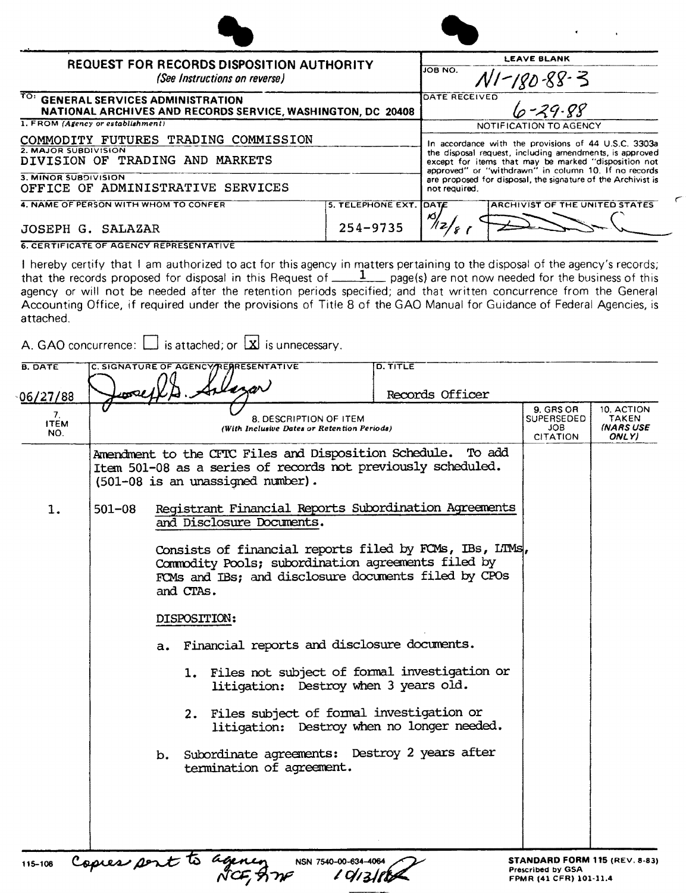# REQUEST FOR RECORDS DISPOSITION AUTHORITY

*(See Instructions on reverse)*

| LEAVE BLANK | |
|---|---|
| JOB NO. | N1-180-88-3 |
| DATE RECEIVED | 6-29-88 |

TO: GENERAL SERVICES ADMINISTRATION
NATIONAL ARCHIVES AND RECORDS SERVICE, WASHINGTON, DC 20408

1. FROM *(Agency or establishment)*
COMMODITY FUTURES TRADING COMMISSION

2. MAJOR SUBDIVISION
DIVISION OF TRADING AND MARKETS

3. MINOR SUBDIVISION
OFFICE OF ADMINISTRATIVE SERVICES

4. NAME OF PERSON WITH WHOM TO CONFER
JOSEPH G. SALAZAR

5. TELEPHONE EXT.
254-9735

**NOTIFICATION TO AGENCY**

In accordance with the provisions of 44 U.S.C. 3303a the disposal request, including amendments, is approved except for items that may be marked "disposition not approved" or "withdrawn" in column 10. If no records are proposed for disposal, the signature of the Archivist is not required.

| DATE | ARCHIVIST OF THE UNITED STATES |
|---|---|
| 10/12/88 | [signature] |

6. CERTIFICATE OF AGENCY REPRESENTATIVE

I hereby certify that I am authorized to act for this agency in matters pertaining to the disposal of the agency's records; that the records proposed for disposal in this Request of 1 page(s) are not now needed for the business of this agency or will not be needed after the retention periods specified; and that written concurrence from the General Accounting Office, if required under the provisions of Title 8 of the GAO Manual for Guidance of Federal Agencies, is attached.

A. GAO concurrence: ☐ is attached; or ☒ is unnecessary.

| B. DATE | C. SIGNATURE OF AGENCY REPRESENTATIVE | D. TITLE |
|---|---|---|
| 06/27/88 | Joseph G. Salazar | Records Officer |

| 7. ITEM NO. | 8. DESCRIPTION OF ITEM *(With Inclusive Dates or Retention Periods)* | 9. GRS OR SUPERSEDED JOB CITATION | 10. ACTION TAKEN *(NARS USE ONLY)* |
|---|---|---|---|
| | Amendment to the CFTC Files and Disposition Schedule. To add Item 501-08 as a series of records not previously scheduled. (501-08 is an unassigned number). | | |
| 1. | 501-08 Registrant Financial Reports Subordination Agreements and Disclosure Documents. | | |

Consists of financial reports filed by FCMs, IBs, LTMs, Commodity Pools; subordination agreements filed by FCMs and IBs; and disclosure documents filed by CPOs and CTAs.

DISPOSITION:

a. Financial reports and disclosure documents.

1. Files not subject of formal investigation or litigation: Destroy when 3 years old.

2. Files subject of formal investigation or litigation: Destroy when no longer needed.

b. Subordinate agreements: Destroy 2 years after termination of agreement.

115-108 Copies sent to agency NCF, NNF 10/13/88

NSN 7540-00-634-4064

STANDARD FORM 115 (REV. 8-83)
Prescribed by GSA
FPMR (41 CFR) 101-11.4